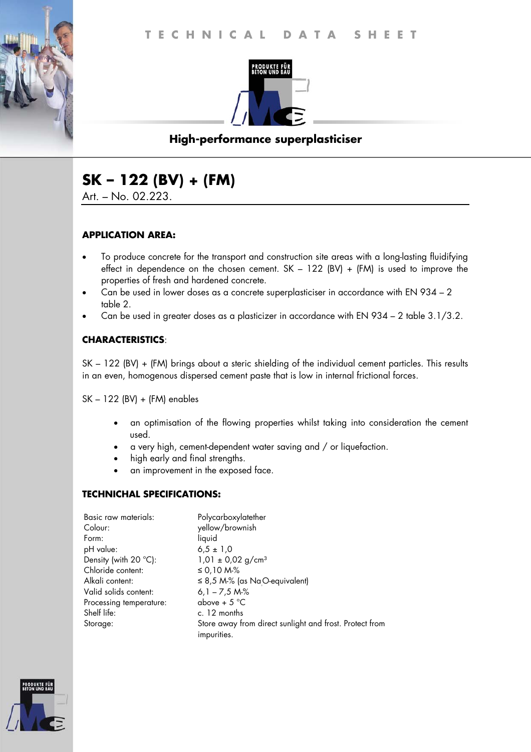TECHNICAL DATA SHEET

PRODUKTE FÜR BETON UND BAU

**High-performance superplasticiser**

# SK – 122 (BV) + (FM)

Art. – No. 02.223.

### APPLICATION AREA:

- To produce concrete for the transport and construction site areas with a long-lasting fluidifying effect in dependence on the chosen cement. SK – 122 (BV) + (FM) is used to improve the properties of fresh and hardened concrete.
- Can be used in lower doses as a concrete superplasticiser in accordance with EN 934 – 2 table 2.
- Can be used in greater doses as a plasticizer in accordance with EN 934 – 2 table 3.1/3.2.

### CHARACTERISTICS:

SK – 122 (BV) + (FM) brings about a steric shielding of the individual cement particles. This results in an even, homogenous dispersed cement paste that is low in internal frictional forces.

SK – 122 (BV) + (FM) enables

- an optimisation of the flowing properties whilst taking into consideration the cement used.
- a very high, cement-dependent water saving and / or liquefaction.
- high early and final strengths.
- an improvement in the exposed face.

### TECHNICHAL SPECIFICATIONS:

| | |
|---|---|
| Basic raw materials: | Polycarboxylatether |
| Colour: | yellow/brownish |
| Form: | liquid |
| pH value: | 6,5 ± 1,0 |
| Density (with 20 °C): | 1,01 ± 0,02 g/cm³ |
| Chloride content: | ≤ 0,10 M-% |
| Alkali content: | ≤ 8,5 M-% (as $Na_2O$-equivalent) |
| Valid solids content: | 6,1 – 7,5 M-% |
| Processing temperature: | above + 5 °C |
| Shelf life: | c. 12 months |
| Storage: | Store away from direct sunlight and frost. Protect from impurities. |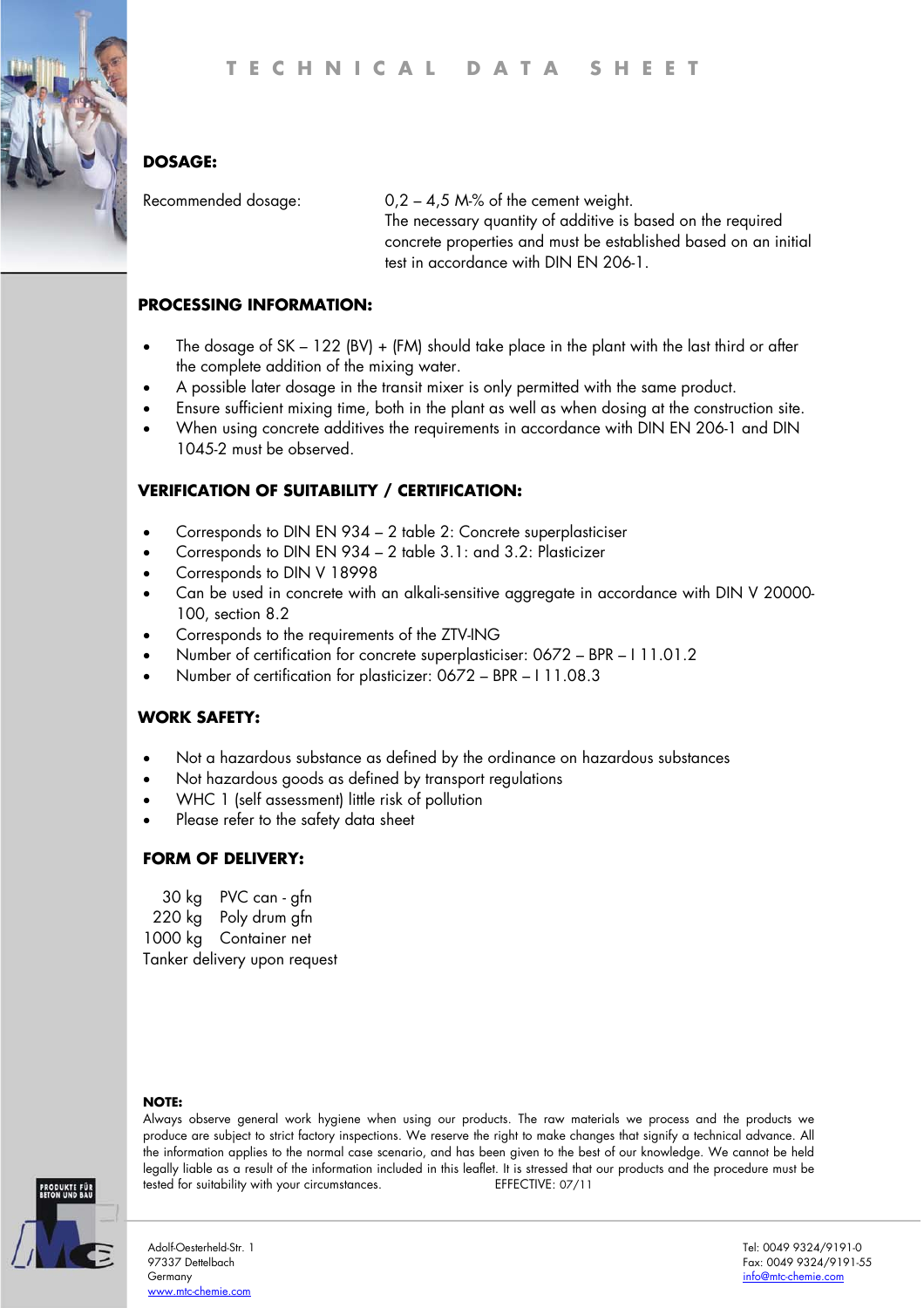**DOSAGE:**

| | |
|---|---|
| Recommended dosage: | 0,2 – 4,5 M-% of the cement weight. The necessary quantity of additive is based on the required concrete properties and must be established based on an initial test in accordance with DIN EN 206-1. |

**PROCESSING INFORMATION:**

- The dosage of SK – 122 (BV) + (FM) should take place in the plant with the last third or after the complete addition of the mixing water.
- A possible later dosage in the transit mixer is only permitted with the same product.
- Ensure sufficient mixing time, both in the plant as well as when dosing at the construction site.
- When using concrete additives the requirements in accordance with DIN EN 206-1 and DIN 1045-2 must be observed.

**VERIFICATION OF SUITABILITY / CERTIFICATION:**

- Corresponds to DIN EN 934 – 2 table 2: Concrete superplasticiser
- Corresponds to DIN EN 934 – 2 table 3.1: and 3.2: Plasticizer
- Corresponds to DIN V 18998
- Can be used in concrete with an alkali-sensitive aggregate in accordance with DIN V 20000-100, section 8.2
- Corresponds to the requirements of the ZTV-ING
- Number of certification for concrete superplasticiser: 0672 – BPR – I 11.01.2
- Number of certification for plasticizer: 0672 – BPR – I 11.08.3

**WORK SAFETY:**

- Not a hazardous substance as defined by the ordinance on hazardous substances
- Not hazardous goods as defined by transport regulations
- WHC 1 (self assessment) little risk of pollution
- Please refer to the safety data sheet

**FORM OF DELIVERY:**

| | |
|---|---|
| 30 kg | PVC can - gfn |
| 220 kg | Poly drum gfn |
| 1000 kg | Container net |

Tanker delivery upon request

**NOTE:**
Always observe general work hygiene when using our products. The raw materials we process and the products we produce are subject to strict factory inspections. We reserve the right to make changes that signify a technical advance. All the information applies to the normal case scenario, and has been given to the best of our knowledge. We cannot be held legally liable as a result of the information included in this leaflet. It is stressed that our products and the procedure must be tested for suitability with your circumstances. EFFECTIVE: 07/11

Adolf-Oesterheld-Str. 1
97337 Dettelbach
Germany
www.mtc-chemie.com

Tel: 0049 9324/9191-0
Fax: 0049 9324/9191-55
info@mtc-chemie.com